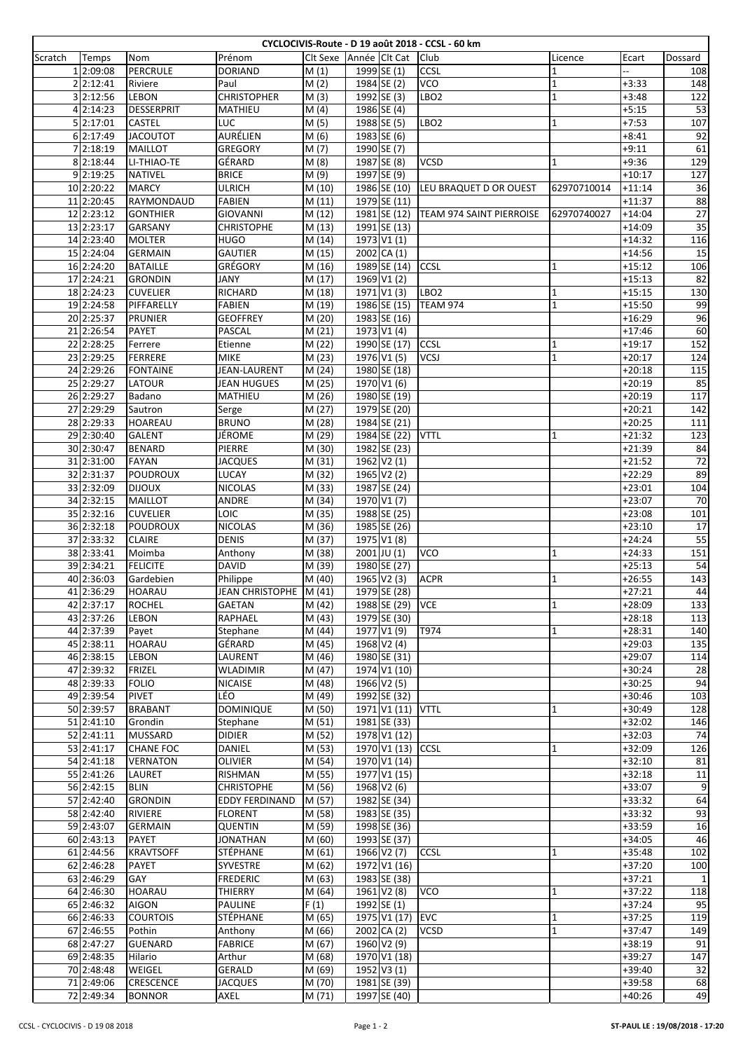# CYCLOCIVIS-Route - D 19 août 2018 - CCSL - 60 km

| Scratch | Temps | Nom | Prénom | Clt Sexe | Année | Clt Cat | Club | Licence | Ecart | Dossard |
|---|---|---|---|---|---|---|---|---|---|---|
| 1 | 2:09:08 | PERCRULE | DORIAND | M (1) | 1999 | SE (1) | CCSL | 1 | -- | 108 |
| 2 | 2:12:41 | Riviere | Paul | M (2) | 1984 | SE (2) | VCO | 1 | +3:33 | 148 |
| 3 | 2:12:56 | LEBON | CHRISTOPHER | M (3) | 1992 | SE (3) | LBO2 | 1 | +3:48 | 122 |
| 4 | 2:14:23 | DESSERPRIT | MATHIEU | M (4) | 1986 | SE (4) | | | +5:15 | 53 |
| 5 | 2:17:01 | CASTEL | LUC | M (5) | 1988 | SE (5) | LBO2 | 1 | +7:53 | 107 |
| 6 | 2:17:49 | JACOUTOT | AURÉLIEN | M (6) | 1983 | SE (6) | | | +8:41 | 92 |
| 7 | 2:18:19 | MAILLOT | GREGORY | M (7) | 1990 | SE (7) | | | +9:11 | 61 |
| 8 | 2:18:44 | LI-THIAO-TE | GÉRARD | M (8) | 1987 | SE (8) | VCSD | 1 | +9:36 | 129 |
| 9 | 2:19:25 | NATIVEL | BRICE | M (9) | 1997 | SE (9) | | | +10:17 | 127 |
| 10 | 2:20:22 | MARCY | ULRICH | M (10) | 1986 | SE (10) | LEU BRAQUET D OR OUEST | 62970710014 | +11:14 | 36 |
| 11 | 2:20:45 | RAYMONDAUD | FABIEN | M (11) | 1979 | SE (11) | | | +11:37 | 88 |
| 12 | 2:23:12 | GONTHIER | GIOVANNI | M (12) | 1981 | SE (12) | TEAM 974 SAINT PIERROISE | 62970740027 | +14:04 | 27 |
| 13 | 2:23:17 | GARSANY | CHRISTOPHE | M (13) | 1991 | SE (13) | | | +14:09 | 35 |
| 14 | 2:23:40 | MOLTER | HUGO | M (14) | 1973 | V1 (1) | | | +14:32 | 116 |
| 15 | 2:24:04 | GERMAIN | GAUTIER | M (15) | 2002 | CA (1) | | | +14:56 | 15 |
| 16 | 2:24:20 | BATAILLE | GRÉGORY | M (16) | 1989 | SE (14) | CCSL | 1 | +15:12 | 106 |
| 17 | 2:24:21 | GRONDIN | JANY | M (17) | 1969 | V1 (2) | | | +15:13 | 82 |
| 18 | 2:24:23 | CUVELIER | RICHARD | M (18) | 1971 | V1 (3) | LBO2 | 1 | +15:15 | 130 |
| 19 | 2:24:58 | PIFFARELLY | FABIEN | M (19) | 1986 | SE (15) | TEAM 974 | 1 | +15:50 | 99 |
| 20 | 2:25:37 | PRUNIER | GEOFFREY | M (20) | 1983 | SE (16) | | | +16:29 | 96 |
| 21 | 2:26:54 | PAYET | PASCAL | M (21) | 1973 | V1 (4) | | | +17:46 | 60 |
| 22 | 2:28:25 | Ferrere | Etienne | M (22) | 1990 | SE (17) | CCSL | 1 | +19:17 | 152 |
| 23 | 2:29:25 | FERRERE | MIKE | M (23) | 1976 | V1 (5) | VCSJ | 1 | +20:17 | 124 |
| 24 | 2:29:26 | FONTAINE | JEAN-LAURENT | M (24) | 1980 | SE (18) | | | +20:18 | 115 |
| 25 | 2:29:27 | LATOUR | JEAN HUGUES | M (25) | 1970 | V1 (6) | | | +20:19 | 85 |
| 26 | 2:29:27 | Badano | MATHIEU | M (26) | 1980 | SE (19) | | | +20:19 | 117 |
| 27 | 2:29:29 | Sautron | Serge | M (27) | 1979 | SE (20) | | | +20:21 | 142 |
| 28 | 2:29:33 | HOAREAU | BRUNO | M (28) | 1984 | SE (21) | | | +20:25 | 111 |
| 29 | 2:30:40 | GALENT | JÉROME | M (29) | 1984 | SE (22) | VTTL | 1 | +21:32 | 123 |
| 30 | 2:30:47 | BENARD | PIERRE | M (30) | 1982 | SE (23) | | | +21:39 | 84 |
| 31 | 2:31:00 | FAYAN | JACQUES | M (31) | 1962 | V2 (1) | | | +21:52 | 72 |
| 32 | 2:31:37 | POUDROUX | LUCAY | M (32) | 1965 | V2 (2) | | | +22:29 | 89 |
| 33 | 2:32:09 | DIJOUX | NICOLAS | M (33) | 1987 | SE (24) | | | +23:01 | 104 |
| 34 | 2:32:15 | MAILLOT | ANDRE | M (34) | 1970 | V1 (7) | | | +23:07 | 70 |
| 35 | 2:32:16 | CUVELIER | LOIC | M (35) | 1988 | SE (25) | | | +23:08 | 101 |
| 36 | 2:32:18 | POUDROUX | NICOLAS | M (36) | 1985 | SE (26) | | | +23:10 | 17 |
| 37 | 2:33:32 | CLAIRE | DENIS | M (37) | 1975 | V1 (8) | | | +24:24 | 55 |
| 38 | 2:33:41 | Moimba | Anthony | M (38) | 2001 | JU (1) | VCO | 1 | +24:33 | 151 |
| 39 | 2:34:21 | FELICITE | DAVID | M (39) | 1980 | SE (27) | | | +25:13 | 54 |
| 40 | 2:36:03 | Gardebien | Philippe | M (40) | 1965 | V2 (3) | ACPR | 1 | +26:55 | 143 |
| 41 | 2:36:29 | HOARAU | JEAN CHRISTOPHE | M (41) | 1979 | SE (28) | | | +27:21 | 44 |
| 42 | 2:37:17 | ROCHEL | GAETAN | M (42) | 1988 | SE (29) | VCE | 1 | +28:09 | 133 |
| 43 | 2:37:26 | LEBON | RAPHAEL | M (43) | 1979 | SE (30) | | | +28:18 | 113 |
| 44 | 2:37:39 | Payet | Stephane | M (44) | 1977 | V1 (9) | T974 | 1 | +28:31 | 140 |
| 45 | 2:38:11 | HOARAU | GÉRARD | M (45) | 1968 | V2 (4) | | | +29:03 | 135 |
| 46 | 2:38:15 | LEBON | LAURENT | M (46) | 1980 | SE (31) | | | +29:07 | 114 |
| 47 | 2:39:32 | FRIZEL | WLADIMIR | M (47) | 1974 | V1 (10) | | | +30:24 | 28 |
| 48 | 2:39:33 | FOLIO | NICAISE | M (48) | 1966 | V2 (5) | | | +30:25 | 94 |
| 49 | 2:39:54 | PIVET | LÉO | M (49) | 1992 | SE (32) | | | +30:46 | 103 |
| 50 | 2:39:57 | BRABANT | DOMINIQUE | M (50) | 1971 | V1 (11) | VTTL | 1 | +30:49 | 128 |
| 51 | 2:41:10 | Grondin | Stephane | M (51) | 1981 | SE (33) | | | +32:02 | 146 |
| 52 | 2:41:11 | MUSSARD | DIDIER | M (52) | 1978 | V1 (12) | | | +32:03 | 74 |
| 53 | 2:41:17 | CHANE FOC | DANIEL | M (53) | 1970 | V1 (13) | CCSL | 1 | +32:09 | 126 |
| 54 | 2:41:18 | VERNATON | OLIVIER | M (54) | 1970 | V1 (14) | | | +32:10 | 81 |
| 55 | 2:41:26 | LAURET | RISHMAN | M (55) | 1977 | V1 (15) | | | +32:18 | 11 |
| 56 | 2:42:15 | BLIN | CHRISTOPHE | M (56) | 1968 | V2 (6) | | | +33:07 | 9 |
| 57 | 2:42:40 | GRONDIN | EDDY FERDINAND | M (57) | 1982 | SE (34) | | | +33:32 | 64 |
| 58 | 2:42:40 | RIVIERE | FLORENT | M (58) | 1983 | SE (35) | | | +33:32 | 93 |
| 59 | 2:43:07 | GERMAIN | QUENTIN | M (59) | 1998 | SE (36) | | | +33:59 | 16 |
| 60 | 2:43:13 | PAYET | JONATHAN | M (60) | 1993 | SE (37) | | | +34:05 | 46 |
| 61 | 2:44:56 | KRAVTSOFF | STÉPHANE | M (61) | 1966 | V2 (7) | CCSL | 1 | +35:48 | 102 |
| 62 | 2:46:28 | PAYET | SYVESTRE | M (62) | 1972 | V1 (16) | | | +37:20 | 100 |
| 63 | 2:46:29 | GAY | FREDERIC | M (63) | 1983 | SE (38) | | | +37:21 | 1 |
| 64 | 2:46:30 | HOARAU | THIERRY | M (64) | 1961 | V2 (8) | VCO | 1 | +37:22 | 118 |
| 65 | 2:46:32 | AIGON | PAULINE | F (1) | 1992 | SE (1) | | | +37:24 | 95 |
| 66 | 2:46:33 | COURTOIS | STÉPHANE | M (65) | 1975 | V1 (17) | EVC | 1 | +37:25 | 119 |
| 67 | 2:46:55 | Pothin | Anthony | M (66) | 2002 | CA (2) | VCSD | 1 | +37:47 | 149 |
| 68 | 2:47:27 | GUENARD | FABRICE | M (67) | 1960 | V2 (9) | | | +38:19 | 91 |
| 69 | 2:48:35 | Hilario | Arthur | M (68) | 1970 | V1 (18) | | | +39:27 | 147 |
| 70 | 2:48:48 | WEIGEL | GERALD | M (69) | 1952 | V3 (1) | | | +39:40 | 32 |
| 71 | 2:49:06 | CRESCENCE | JACQUES | M (70) | 1981 | SE (39) | | | +39:58 | 68 |
| 72 | 2:49:34 | BONNOR | AXEL | M (71) | 1997 | SE (40) | | | +40:26 | 49 |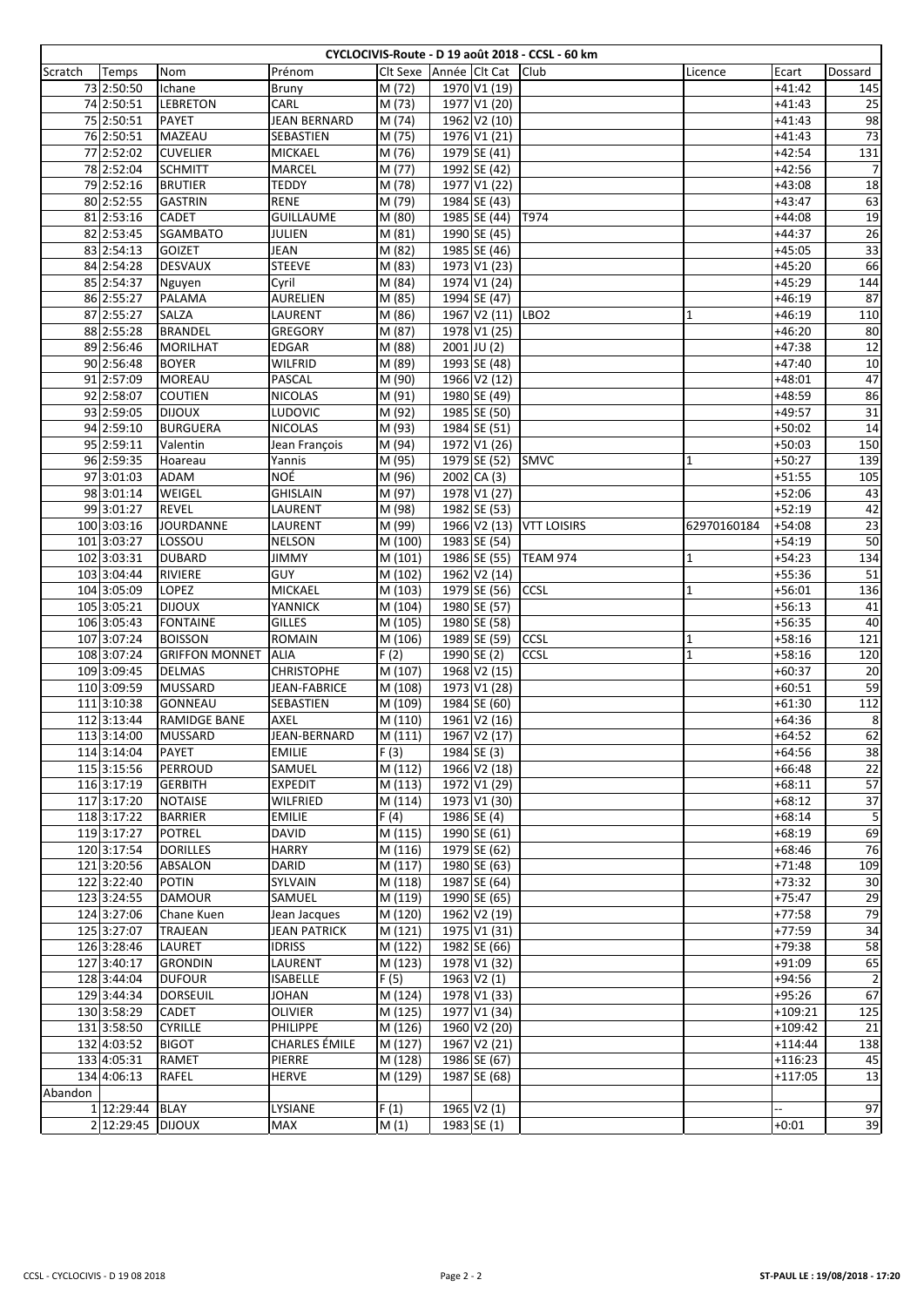# CYCLOCIVIS-Route - D 19 août 2018 - CCSL - 60 km

| Scratch | Temps | Nom | Prénom | Clt Sexe | Année | Clt Cat | Club | Licence | Ecart | Dossard |
|---|---|---|---|---|---|---|---|---|---|---|
| 73 | 2:50:50 | Ichane | Bruny | M (72) | 1970 | V1 (19) | | | +41:42 | 145 |
| 74 | 2:50:51 | LEBRETON | CARL | M (73) | 1977 | V1 (20) | | | +41:43 | 25 |
| 75 | 2:50:51 | PAYET | JEAN BERNARD | M (74) | 1962 | V2 (10) | | | +41:43 | 98 |
| 76 | 2:50:51 | MAZEAU | SEBASTIEN | M (75) | 1976 | V1 (21) | | | +41:43 | 73 |
| 77 | 2:52:02 | CUVELIER | MICKAEL | M (76) | 1979 | SE (41) | | | +42:54 | 131 |
| 78 | 2:52:04 | SCHMITT | MARCEL | M (77) | 1992 | SE (42) | | | +42:56 | 7 |
| 79 | 2:52:16 | BRUTIER | TEDDY | M (78) | 1977 | V1 (22) | | | +43:08 | 18 |
| 80 | 2:52:55 | GASTRIN | RENE | M (79) | 1984 | SE (43) | | | +43:47 | 63 |
| 81 | 2:53:16 | CADET | GUILLAUME | M (80) | 1985 | SE (44) | T974 | | +44:08 | 19 |
| 82 | 2:53:45 | SGAMBATO | JULIEN | M (81) | 1990 | SE (45) | | | +44:37 | 26 |
| 83 | 2:54:13 | GOIZET | JEAN | M (82) | 1985 | SE (46) | | | +45:05 | 33 |
| 84 | 2:54:28 | DESVAUX | STEEVE | M (83) | 1973 | V1 (23) | | | +45:20 | 66 |
| 85 | 2:54:37 | Nguyen | Cyril | M (84) | 1974 | V1 (24) | | | +45:29 | 144 |
| 86 | 2:55:27 | PALAMA | AURELIEN | M (85) | 1994 | SE (47) | | | +46:19 | 87 |
| 87 | 2:55:27 | SALZA | LAURENT | M (86) | 1967 | V2 (11) | LBO2 | 1 | +46:19 | 110 |
| 88 | 2:55:28 | BRANDEL | GREGORY | M (87) | 1978 | V1 (25) | | | +46:20 | 80 |
| 89 | 2:56:46 | MORILHAT | EDGAR | M (88) | 2001 | JU (2) | | | +47:38 | 12 |
| 90 | 2:56:48 | BOYER | WILFRID | M (89) | 1993 | SE (48) | | | +47:40 | 10 |
| 91 | 2:57:09 | MOREAU | PASCAL | M (90) | 1966 | V2 (12) | | | +48:01 | 47 |
| 92 | 2:58:07 | COUTIEN | NICOLAS | M (91) | 1980 | SE (49) | | | +48:59 | 86 |
| 93 | 2:59:05 | DIJOUX | LUDOVIC | M (92) | 1985 | SE (50) | | | +49:57 | 31 |
| 94 | 2:59:10 | BURGUERA | NICOLAS | M (93) | 1984 | SE (51) | | | +50:02 | 14 |
| 95 | 2:59:11 | Valentin | Jean François | M (94) | 1972 | V1 (26) | | | +50:03 | 150 |
| 96 | 2:59:35 | Hoareau | Yannis | M (95) | 1979 | SE (52) | SMVC | 1 | +50:27 | 139 |
| 97 | 3:01:03 | ADAM | NOÉ | M (96) | 2002 | CA (3) | | | +51:55 | 105 |
| 98 | 3:01:14 | WEIGEL | GHISLAIN | M (97) | 1978 | V1 (27) | | | +52:06 | 43 |
| 99 | 3:01:27 | REVEL | LAURENT | M (98) | 1982 | SE (53) | | | +52:19 | 42 |
| 100 | 3:03:16 | JOURDANNE | LAURENT | M (99) | 1966 | V2 (13) | VTT LOISIRS | 62970160184 | +54:08 | 23 |
| 101 | 3:03:27 | LOSSOU | NELSON | M (100) | 1983 | SE (54) | | | +54:19 | 50 |
| 102 | 3:03:31 | DUBARD | JIMMY | M (101) | 1986 | SE (55) | TEAM 974 | 1 | +54:23 | 134 |
| 103 | 3:04:44 | RIVIERE | GUY | M (102) | 1962 | V2 (14) | | | +55:36 | 51 |
| 104 | 3:05:09 | LOPEZ | MICKAEL | M (103) | 1979 | SE (56) | CCSL | 1 | +56:01 | 136 |
| 105 | 3:05:21 | DIJOUX | YANNICK | M (104) | 1980 | SE (57) | | | +56:13 | 41 |
| 106 | 3:05:43 | FONTAINE | GILLES | M (105) | 1980 | SE (58) | | | +56:35 | 40 |
| 107 | 3:07:24 | BOISSON | ROMAIN | M (106) | 1989 | SE (59) | CCSL | 1 | +58:16 | 121 |
| 108 | 3:07:24 | GRIFFON MONNET | ALIA | F (2) | 1990 | SE (2) | CCSL | 1 | +58:16 | 120 |
| 109 | 3:09:45 | DELMAS | CHRISTOPHE | M (107) | 1968 | V2 (15) | | | +60:37 | 20 |
| 110 | 3:09:59 | MUSSARD | JEAN-FABRICE | M (108) | 1973 | V1 (28) | | | +60:51 | 59 |
| 111 | 3:10:38 | GONNEAU | SEBASTIEN | M (109) | 1984 | SE (60) | | | +61:30 | 112 |
| 112 | 3:13:44 | RAMIDGE BANE | AXEL | M (110) | 1961 | V2 (16) | | | +64:36 | 8 |
| 113 | 3:14:00 | MUSSARD | JEAN-BERNARD | M (111) | 1967 | V2 (17) | | | +64:52 | 62 |
| 114 | 3:14:04 | PAYET | EMILIE | F (3) | 1984 | SE (3) | | | +64:56 | 38 |
| 115 | 3:15:56 | PERROUD | SAMUEL | M (112) | 1966 | V2 (18) | | | +66:48 | 22 |
| 116 | 3:17:19 | GERBITH | EXPEDIT | M (113) | 1972 | V1 (29) | | | +68:11 | 57 |
| 117 | 3:17:20 | NOTAISE | WILFRIED | M (114) | 1973 | V1 (30) | | | +68:12 | 37 |
| 118 | 3:17:22 | BARRIER | EMILIE | F (4) | 1986 | SE (4) | | | +68:14 | 5 |
| 119 | 3:17:27 | POTREL | DAVID | M (115) | 1990 | SE (61) | | | +68:19 | 69 |
| 120 | 3:17:54 | DORILLES | HARRY | M (116) | 1979 | SE (62) | | | +68:46 | 76 |
| 121 | 3:20:56 | ABSALON | DARID | M (117) | 1980 | SE (63) | | | +71:48 | 109 |
| 122 | 3:22:40 | POTIN | SYLVAIN | M (118) | 1987 | SE (64) | | | +73:32 | 30 |
| 123 | 3:24:55 | DAMOUR | SAMUEL | M (119) | 1990 | SE (65) | | | +75:47 | 29 |
| 124 | 3:27:06 | Chane Kuen | Jean Jacques | M (120) | 1962 | V2 (19) | | | +77:58 | 79 |
| 125 | 3:27:07 | TRAJEAN | JEAN PATRICK | M (121) | 1975 | V1 (31) | | | +77:59 | 34 |
| 126 | 3:28:46 | LAURET | IDRISS | M (122) | 1982 | SE (66) | | | +79:38 | 58 |
| 127 | 3:40:17 | GRONDIN | LAURENT | M (123) | 1978 | V1 (32) | | | +91:09 | 65 |
| 128 | 3:44:04 | DUFOUR | ISABELLE | F (5) | 1963 | V2 (1) | | | +94:56 | 2 |
| 129 | 3:44:34 | DORSEUIL | JOHAN | M (124) | 1978 | V1 (33) | | | +95:26 | 67 |
| 130 | 3:58:29 | CADET | OLIVIER | M (125) | 1977 | V1 (34) | | | +109:21 | 125 |
| 131 | 3:58:50 | CYRILLE | PHILIPPE | M (126) | 1960 | V2 (20) | | | +109:42 | 21 |
| 132 | 4:03:52 | BIGOT | CHARLES ÉMILE | M (127) | 1967 | V2 (21) | | | +114:44 | 138 |
| 133 | 4:05:31 | RAMET | PIERRE | M (128) | 1986 | SE (67) | | | +116:23 | 45 |
| 134 | 4:06:13 | RAFEL | HERVE | M (129) | 1987 | SE (68) | | | +117:05 | 13 |
| Abandon | | | | | | | | | | |
| 1 | 12:29:44 | BLAY | LYSIANE | F (1) | 1965 | V2 (1) | | | -- | 97 |
| 2 | 12:29:45 | DIJOUX | MAX | M (1) | 1983 | SE (1) | | | +0:01 | 39 |